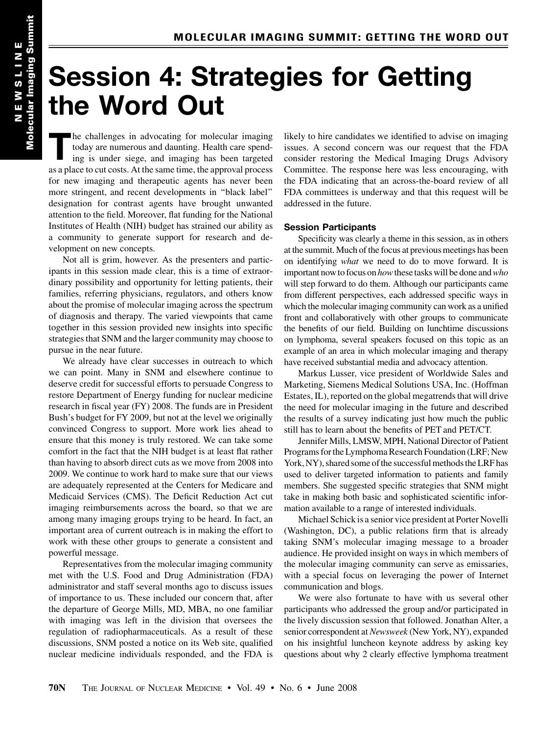# Session 4: Strategies for Getting the Word Out

The challenges in advocating for molecular imaging today are numerous and daunting. Health care spending is under siege, and imaging has been targeted as a place to cut costs. At the same time, the approval process for new imaging and therapeutic agents has never been more stringent, and recent developments in "black label" designation for contrast agents have brought unwanted attention to the field. Moreover, flat funding for the National Institutes of Health (NIH) budget has strained our ability as a community to generate support for research and development on new concepts.

Not all is grim, however. As the presenters and participants in this session made clear, this is a time of extraordinary possibility and opportunity for letting patients, their families, referring physicians, regulators, and others know about the promise of molecular imaging across the spectrum of diagnosis and therapy. The varied viewpoints that came together in this session provided new insights into specific strategies that SNM and the larger community may choose to pursue in the near future.

We already have clear successes in outreach to which we can point. Many in SNM and elsewhere continue to deserve credit for successful efforts to persuade Congress to restore Department of Energy funding for nuclear medicine research in fiscal year (FY) 2008. The funds are in President Bush's budget for FY 2009, but not at the level we originally convinced Congress to support. More work lies ahead to ensure that this money is truly restored. We can take some comfort in the fact that the NIH budget is at least flat rather than having to absorb direct cuts as we move from 2008 into 2009. We continue to work hard to make sure that our views are adequately represented at the Centers for Medicare and Medicaid Services (CMS). The Deficit Reduction Act cut imaging reimbursements across the board, so that we are among many imaging groups trying to be heard. In fact, an important area of current outreach is in making the effort to work with these other groups to generate a consistent and powerful message.

Representatives from the molecular imaging community met with the U.S. Food and Drug Administration (FDA) administrator and staff several months ago to discuss issues of importance to us. These included our concern that, after the departure of George Mills, MD, MBA, no one familiar with imaging was left in the division that oversees the regulation of radiopharmaceuticals. As a result of these discussions, SNM posted a notice on its Web site, qualified nuclear medicine individuals responded, and the FDA is likely to hire candidates we identified to advise on imaging issues. A second concern was our request that the FDA consider restoring the Medical Imaging Drugs Advisory Committee. The response here was less encouraging, with the FDA indicating that an across-the-board review of all FDA committees is underway and that this request will be addressed in the future.

### Session Participants

Specificity was clearly a theme in this session, as in others at the summit. Much of the focus at previous meetings has been on identifying *what* we need to do to move forward. It is important now to focus on *how* these tasks will be done and *who* will step forward to do them. Although our participants came from different perspectives, each addressed specific ways in which the molecular imaging community can work as a unified front and collaboratively with other groups to communicate the benefits of our field. Building on lunchtime discussions on lymphoma, several speakers focused on this topic as an example of an area in which molecular imaging and therapy have received substantial media and advocacy attention.

Markus Lusser, vice president of Worldwide Sales and Marketing, Siemens Medical Solutions USA, Inc. (Hoffman Estates, IL), reported on the global megatrends that will drive the need for molecular imaging in the future and described the results of a survey indicating just how much the public still has to learn about the benefits of PET and PET/CT.

Jennifer Mills, LMSW, MPH, National Director of Patient Programs for the Lymphoma Research Foundation (LRF; New York, NY), shared some of the successful methods the LRF has used to deliver targeted information to patients and family members. She suggested specific strategies that SNM might take in making both basic and sophisticated scientific information available to a range of interested individuals.

Michael Schick is a senior vice president at Porter Novelli (Washington, DC), a public relations firm that is already taking SNM's molecular imaging message to a broader audience. He provided insight on ways in which members of the molecular imaging community can serve as emissaries, with a special focus on leveraging the power of Internet communication and blogs.

We were also fortunate to have with us several other participants who addressed the group and/or participated in the lively discussion session that followed. Jonathan Alter, a senior correspondent at *Newsweek* (New York, NY), expanded on his insightful luncheon keynote address by asking key questions about why 2 clearly effective lymphoma treatment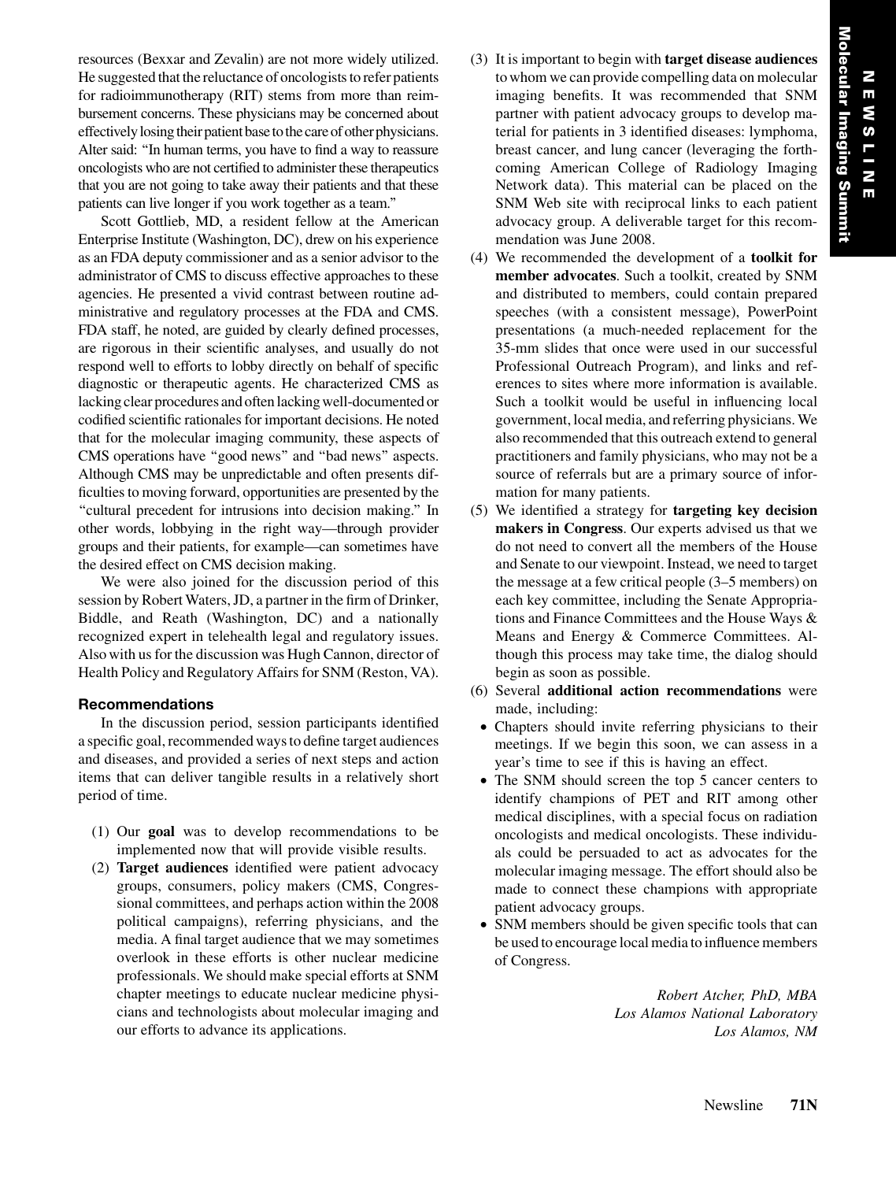resources (Bexxar and Zevalin) are not more widely utilized. He suggested that the reluctance of oncologists to refer patients for radioimmunotherapy (RIT) stems from more than reimbursement concerns. These physicians may be concerned about effectively losing their patient base to the care of other physicians. Alter said: "In human terms, you have to find a way to reassure oncologists who are not certified to administer these therapeutics that you are not going to take away their patients and that these patients can live longer if you work together as a team."

Scott Gottlieb, MD, a resident fellow at the American Enterprise Institute (Washington, DC), drew on his experience as an FDA deputy commissioner and as a senior advisor to the administrator of CMS to discuss effective approaches to these agencies. He presented a vivid contrast between routine administrative and regulatory processes at the FDA and CMS. FDA staff, he noted, are guided by clearly defined processes, are rigorous in their scientific analyses, and usually do not respond well to efforts to lobby directly on behalf of specific diagnostic or therapeutic agents. He characterized CMS as lacking clear procedures and often lacking well-documented or codified scientific rationales for important decisions. He noted that for the molecular imaging community, these aspects of CMS operations have "good news" and "bad news" aspects. Although CMS may be unpredictable and often presents difficulties to moving forward, opportunities are presented by the "cultural precedent for intrusions into decision making." In other words, lobbying in the right way—through provider groups and their patients, for example—can sometimes have the desired effect on CMS decision making.

We were also joined for the discussion period of this session by Robert Waters, JD, a partner in the firm of Drinker, Biddle, and Reath (Washington, DC) and a nationally recognized expert in telehealth legal and regulatory issues. Also with us for the discussion was Hugh Cannon, director of Health Policy and Regulatory Affairs for SNM (Reston, VA).

### Recommendations

In the discussion period, session participants identified a specific goal, recommended ways to define target audiences and diseases, and provided a series of next steps and action items that can deliver tangible results in a relatively short period of time.

(1) Our **goal** was to develop recommendations to be implemented now that will provide visible results.

(2) **Target audiences** identified were patient advocacy groups, consumers, policy makers (CMS, Congressional committees, and perhaps action within the 2008 political campaigns), referring physicians, and the media. A final target audience that we may sometimes overlook in these efforts is other nuclear medicine professionals. We should make special efforts at SNM chapter meetings to educate nuclear medicine physicians and technologists about molecular imaging and our efforts to advance its applications.

(3) It is important to begin with **target disease audiences** to whom we can provide compelling data on molecular imaging benefits. It was recommended that SNM partner with patient advocacy groups to develop material for patients in 3 identified diseases: lymphoma, breast cancer, and lung cancer (leveraging the forthcoming American College of Radiology Imaging Network data). This material can be placed on the SNM Web site with reciprocal links to each patient advocacy group. A deliverable target for this recommendation was June 2008.

(4) We recommended the development of a **toolkit for member advocates**. Such a toolkit, created by SNM and distributed to members, could contain prepared speeches (with a consistent message), PowerPoint presentations (a much-needed replacement for the 35-mm slides that once were used in our successful Professional Outreach Program), and links and references to sites where more information is available. Such a toolkit would be useful in influencing local government, local media, and referring physicians. We also recommended that this outreach extend to general practitioners and family physicians, who may not be a source of referrals but are a primary source of information for many patients.

(5) We identified a strategy for **targeting key decision makers in Congress**. Our experts advised us that we do not need to convert all the members of the House and Senate to our viewpoint. Instead, we need to target the message at a few critical people (3–5 members) on each key committee, including the Senate Appropriations and Finance Committees and the House Ways & Means and Energy & Commerce Committees. Although this process may take time, the dialog should begin as soon as possible.

(6) Several **additional action recommendations** were made, including:

- Chapters should invite referring physicians to their meetings. If we begin this soon, we can assess in a year's time to see if this is having an effect.
- The SNM should screen the top 5 cancer centers to identify champions of PET and RIT among other medical disciplines, with a special focus on radiation oncologists and medical oncologists. These individuals could be persuaded to act as advocates for the molecular imaging message. The effort should also be made to connect these champions with appropriate patient advocacy groups.
- SNM members should be given specific tools that can be used to encourage local media to influence members of Congress.

*Robert Atcher, PhD, MBA*
*Los Alamos National Laboratory*
*Los Alamos, NM*